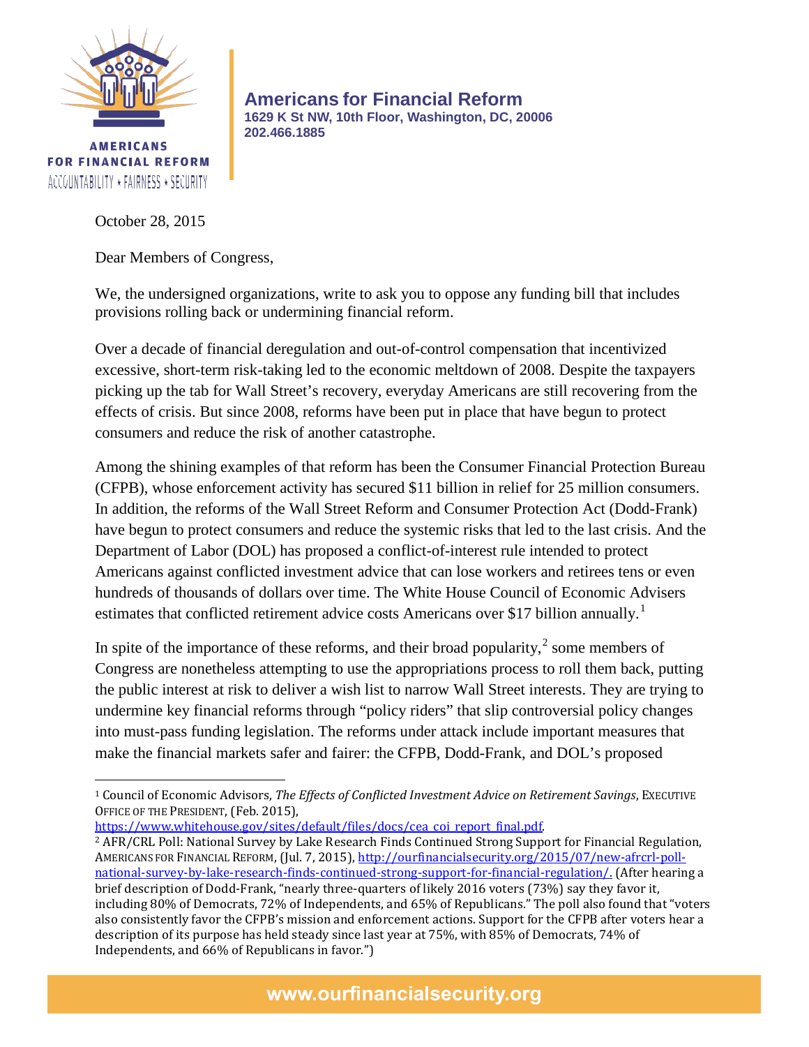AMERICANS FOR FINANCIAL REFORM
ACCOUNTABILITY ★ FAIRNESS ★ SECURITY

**Americans for Financial Reform**
**1629 K St NW, 10th Floor, Washington, DC, 20006**
**202.466.1885**

October 28, 2015

Dear Members of Congress,

We, the undersigned organizations, write to ask you to oppose any funding bill that includes provisions rolling back or undermining financial reform.

Over a decade of financial deregulation and out-of-control compensation that incentivized excessive, short-term risk-taking led to the economic meltdown of 2008. Despite the taxpayers picking up the tab for Wall Street's recovery, everyday Americans are still recovering from the effects of crisis. But since 2008, reforms have been put in place that have begun to protect consumers and reduce the risk of another catastrophe.

Among the shining examples of that reform has been the Consumer Financial Protection Bureau (CFPB), whose enforcement activity has secured $11 billion in relief for 25 million consumers. In addition, the reforms of the Wall Street Reform and Consumer Protection Act (Dodd-Frank) have begun to protect consumers and reduce the systemic risks that led to the last crisis. And the Department of Labor (DOL) has proposed a conflict-of-interest rule intended to protect Americans against conflicted investment advice that can lose workers and retirees tens or even hundreds of thousands of dollars over time. The White House Council of Economic Advisers estimates that conflicted retirement advice costs Americans over $17 billion annually.[1]

In spite of the importance of these reforms, and their broad popularity,[2] some members of Congress are nonetheless attempting to use the appropriations process to roll them back, putting the public interest at risk to deliver a wish list to narrow Wall Street interests. They are trying to undermine key financial reforms through "policy riders" that slip controversial policy changes into must-pass funding legislation. The reforms under attack include important measures that make the financial markets safer and fairer: the CFPB, Dodd-Frank, and DOL's proposed

---

[1] Council of Economic Advisors, *The Effects of Conflicted Investment Advice on Retirement Savings*, EXECUTIVE OFFICE OF THE PRESIDENT, (Feb. 2015), https://www.whitehouse.gov/sites/default/files/docs/cea_coi_report_final.pdf.

[2] AFR/CRL Poll: National Survey by Lake Research Finds Continued Strong Support for Financial Regulation, AMERICANS FOR FINANCIAL REFORM, (Jul. 7, 2015), http://ourfinancialsecurity.org/2015/07/new-afrcrl-poll-national-survey-by-lake-research-finds-continued-strong-support-for-financial-regulation/. (After hearing a brief description of Dodd-Frank, "nearly three-quarters of likely 2016 voters (73%) say they favor it, including 80% of Democrats, 72% of Independents, and 65% of Republicans." The poll also found that "voters also consistently favor the CFPB's mission and enforcement actions. Support for the CFPB after voters hear a description of its purpose has held steady since last year at 75%, with 85% of Democrats, 74% of Independents, and 66% of Republicans in favor.")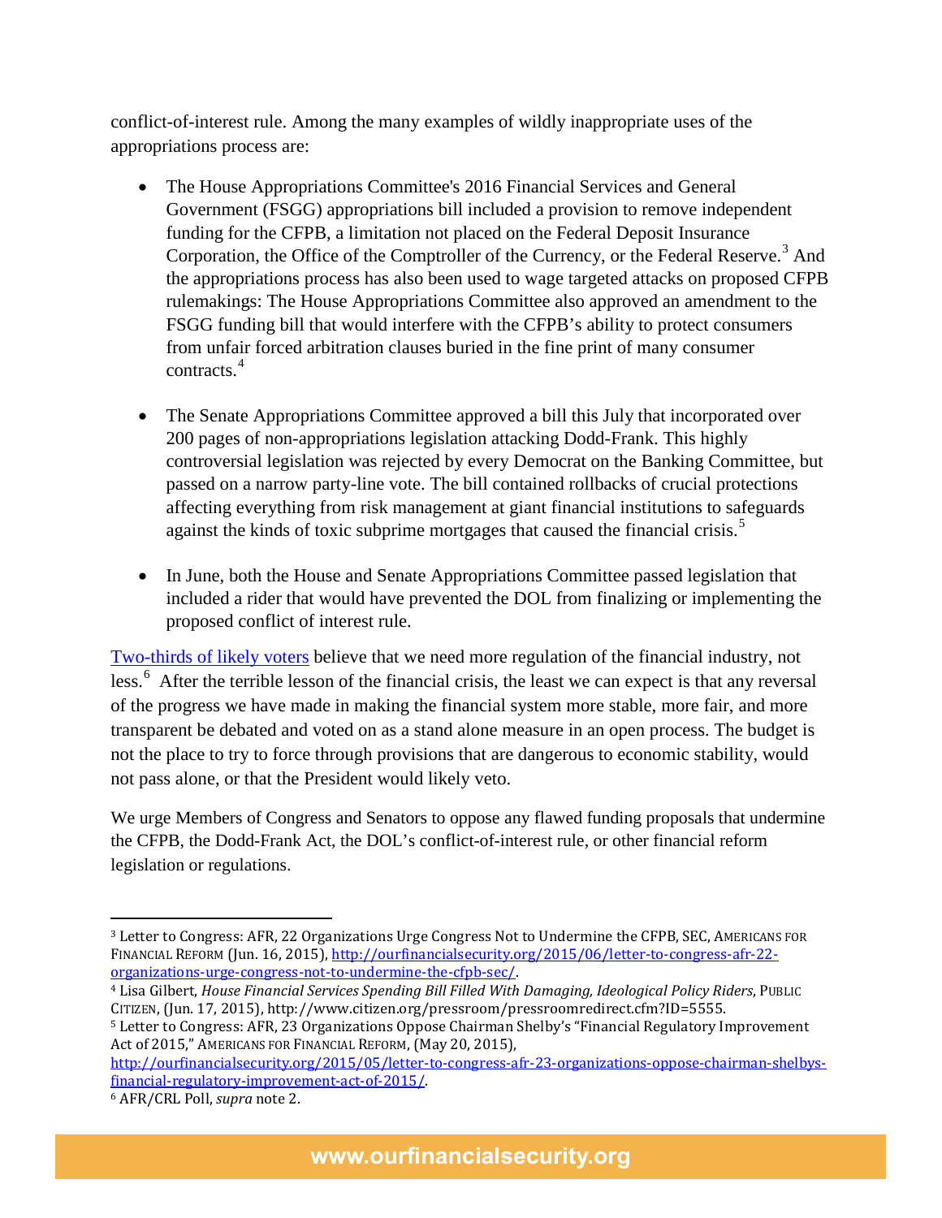conflict-of-interest rule. Among the many examples of wildly inappropriate uses of the appropriations process are:

- The House Appropriations Committee's 2016 Financial Services and General Government (FSGG) appropriations bill included a provision to remove independent funding for the CFPB, a limitation not placed on the Federal Deposit Insurance Corporation, the Office of the Comptroller of the Currency, or the Federal Reserve.[3] And the appropriations process has also been used to wage targeted attacks on proposed CFPB rulemakings: The House Appropriations Committee also approved an amendment to the FSGG funding bill that would interfere with the CFPB's ability to protect consumers from unfair forced arbitration clauses buried in the fine print of many consumer contracts.[4]

- The Senate Appropriations Committee approved a bill this July that incorporated over 200 pages of non-appropriations legislation attacking Dodd-Frank. This highly controversial legislation was rejected by every Democrat on the Banking Committee, but passed on a narrow party-line vote. The bill contained rollbacks of crucial protections affecting everything from risk management at giant financial institutions to safeguards against the kinds of toxic subprime mortgages that caused the financial crisis.[5]

- In June, both the House and Senate Appropriations Committee passed legislation that included a rider that would have prevented the DOL from finalizing or implementing the proposed conflict of interest rule.

Two-thirds of likely voters believe that we need more regulation of the financial industry, not less.[6] After the terrible lesson of the financial crisis, the least we can expect is that any reversal of the progress we have made in making the financial system more stable, more fair, and more transparent be debated and voted on as a stand alone measure in an open process. The budget is not the place to try to force through provisions that are dangerous to economic stability, would not pass alone, or that the President would likely veto.

We urge Members of Congress and Senators to oppose any flawed funding proposals that undermine the CFPB, the Dodd-Frank Act, the DOL's conflict-of-interest rule, or other financial reform legislation or regulations.

---

[3] Letter to Congress: AFR, 22 Organizations Urge Congress Not to Undermine the CFPB, SEC, AMERICANS FOR FINANCIAL REFORM (Jun. 16, 2015), http://ourfinancialsecurity.org/2015/06/letter-to-congress-afr-22-organizations-urge-congress-not-to-undermine-the-cfpb-sec/.

[4] Lisa Gilbert, *House Financial Services Spending Bill Filled With Damaging, Ideological Policy Riders*, PUBLIC CITIZEN, (Jun. 17, 2015), http://www.citizen.org/pressroom/pressroomredirect.cfm?ID=5555.

[5] Letter to Congress: AFR, 23 Organizations Oppose Chairman Shelby's "Financial Regulatory Improvement Act of 2015," AMERICANS FOR FINANCIAL REFORM, (May 20, 2015), http://ourfinancialsecurity.org/2015/05/letter-to-congress-afr-23-organizations-oppose-chairman-shelbys-financial-regulatory-improvement-act-of-2015/.

[6] AFR/CRL Poll, *supra* note 2.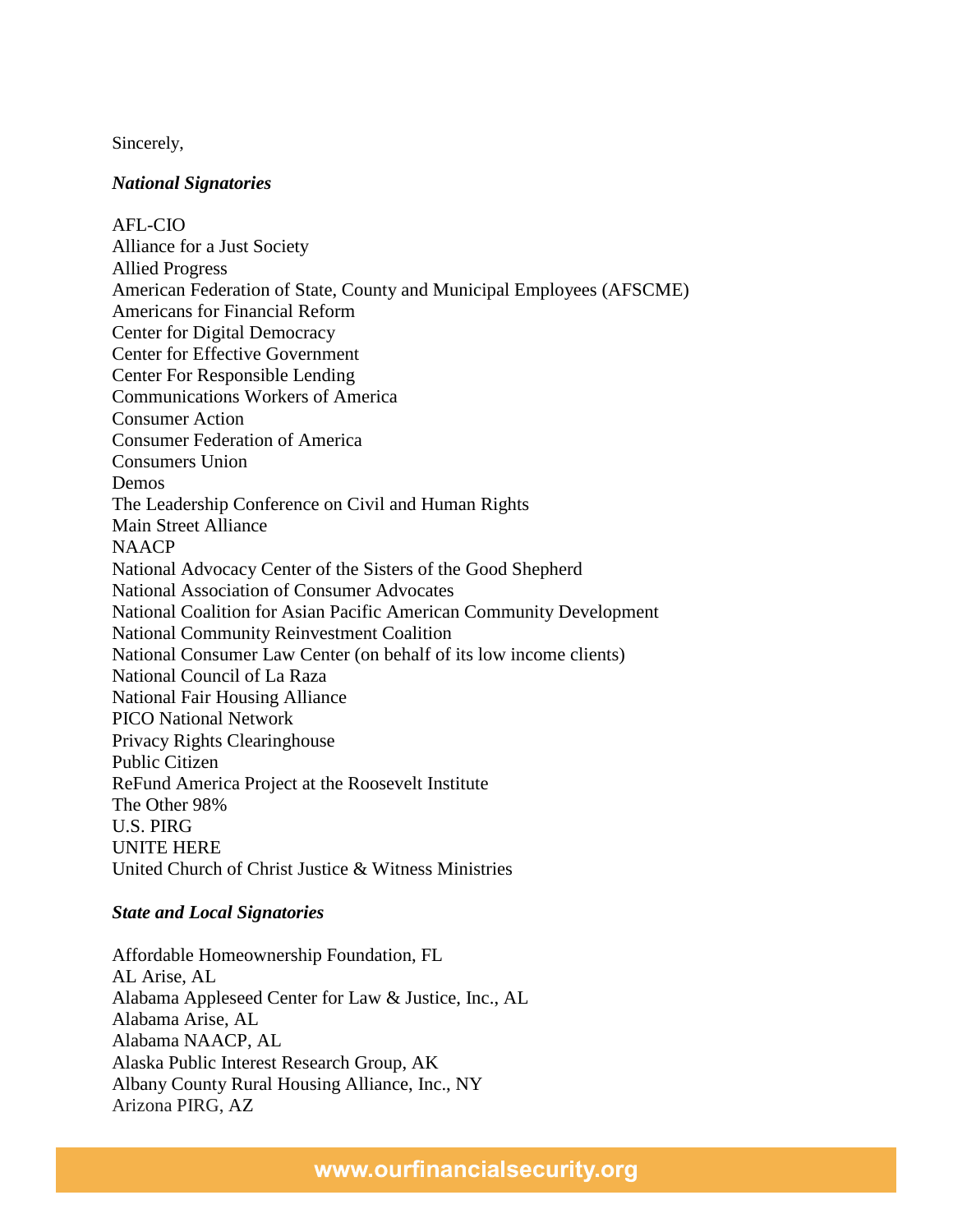Sincerely,

***National Signatories***

AFL-CIO
Alliance for a Just Society
Allied Progress
American Federation of State, County and Municipal Employees (AFSCME)
Americans for Financial Reform
Center for Digital Democracy
Center for Effective Government
Center For Responsible Lending
Communications Workers of America
Consumer Action
Consumer Federation of America
Consumers Union
Demos
The Leadership Conference on Civil and Human Rights
Main Street Alliance
NAACP
National Advocacy Center of the Sisters of the Good Shepherd
National Association of Consumer Advocates
National Coalition for Asian Pacific American Community Development
National Community Reinvestment Coalition
National Consumer Law Center (on behalf of its low income clients)
National Council of La Raza
National Fair Housing Alliance
PICO National Network
Privacy Rights Clearinghouse
Public Citizen
ReFund America Project at the Roosevelt Institute
The Other 98%
U.S. PIRG
UNITE HERE
United Church of Christ Justice & Witness Ministries

***State and Local Signatories***

Affordable Homeownership Foundation, FL
AL Arise, AL
Alabama Appleseed Center for Law & Justice, Inc., AL
Alabama Arise, AL
Alabama NAACP, AL
Alaska Public Interest Research Group, AK
Albany County Rural Housing Alliance, Inc., NY
Arizona PIRG, AZ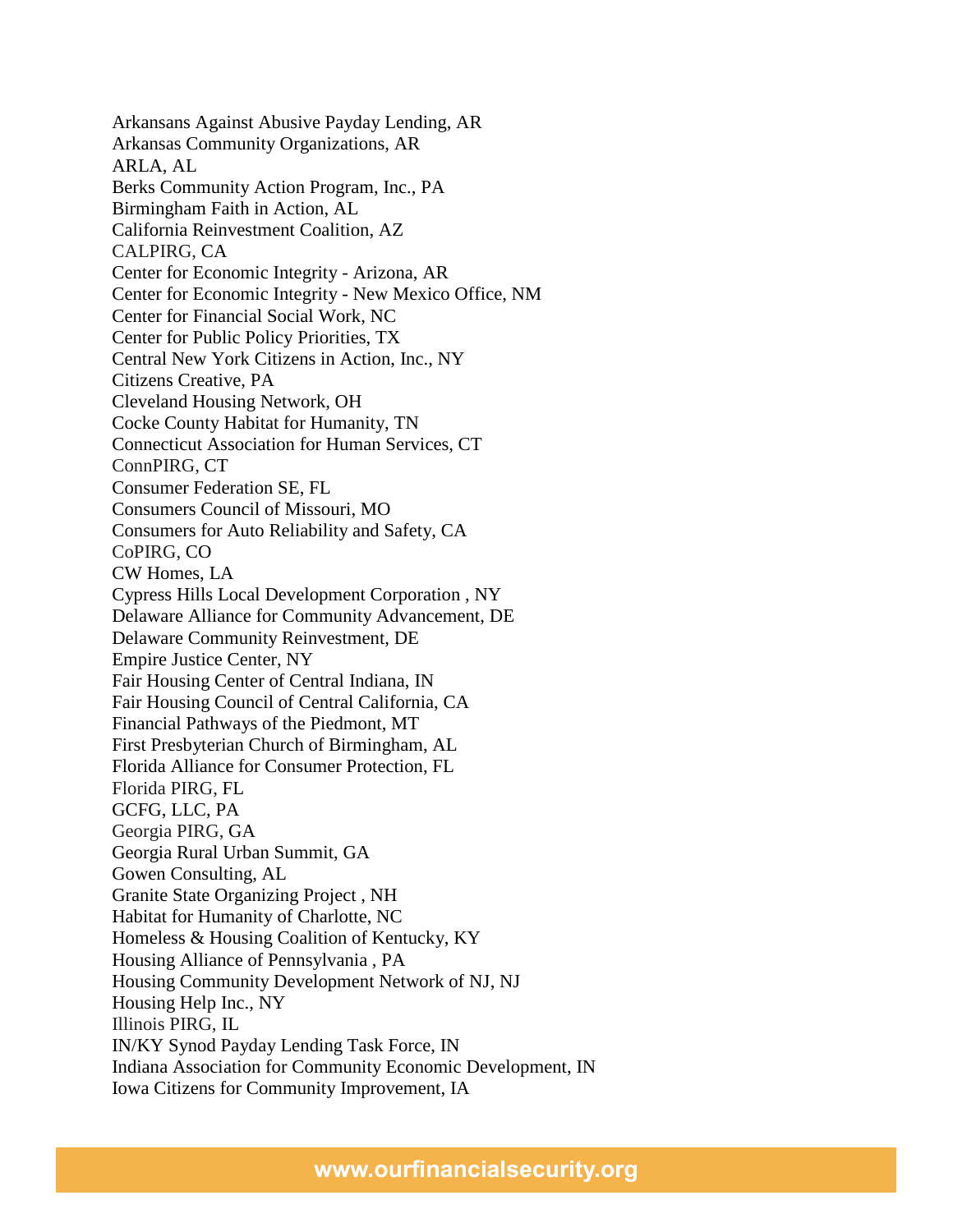Arkansans Against Abusive Payday Lending, AR
Arkansas Community Organizations, AR
ARLA, AL
Berks Community Action Program, Inc., PA
Birmingham Faith in Action, AL
California Reinvestment Coalition, AZ
CALPIRG, CA
Center for Economic Integrity - Arizona, AR
Center for Economic Integrity - New Mexico Office, NM
Center for Financial Social Work, NC
Center for Public Policy Priorities, TX
Central New York Citizens in Action, Inc., NY
Citizens Creative, PA
Cleveland Housing Network, OH
Cocke County Habitat for Humanity, TN
Connecticut Association for Human Services, CT
ConnPIRG, CT
Consumer Federation SE, FL
Consumers Council of Missouri, MO
Consumers for Auto Reliability and Safety, CA
CoPIRG, CO
CW Homes, LA
Cypress Hills Local Development Corporation , NY
Delaware Alliance for Community Advancement, DE
Delaware Community Reinvestment, DE
Empire Justice Center, NY
Fair Housing Center of Central Indiana, IN
Fair Housing Council of Central California, CA
Financial Pathways of the Piedmont, MT
First Presbyterian Church of Birmingham, AL
Florida Alliance for Consumer Protection, FL
Florida PIRG, FL
GCFG, LLC, PA
Georgia PIRG, GA
Georgia Rural Urban Summit, GA
Gowen Consulting, AL
Granite State Organizing Project , NH
Habitat for Humanity of Charlotte, NC
Homeless & Housing Coalition of Kentucky, KY
Housing Alliance of Pennsylvania , PA
Housing Community Development Network of NJ, NJ
Housing Help Inc., NY
Illinois PIRG, IL
IN/KY Synod Payday Lending Task Force, IN
Indiana Association for Community Economic Development, IN
Iowa Citizens for Community Improvement, IA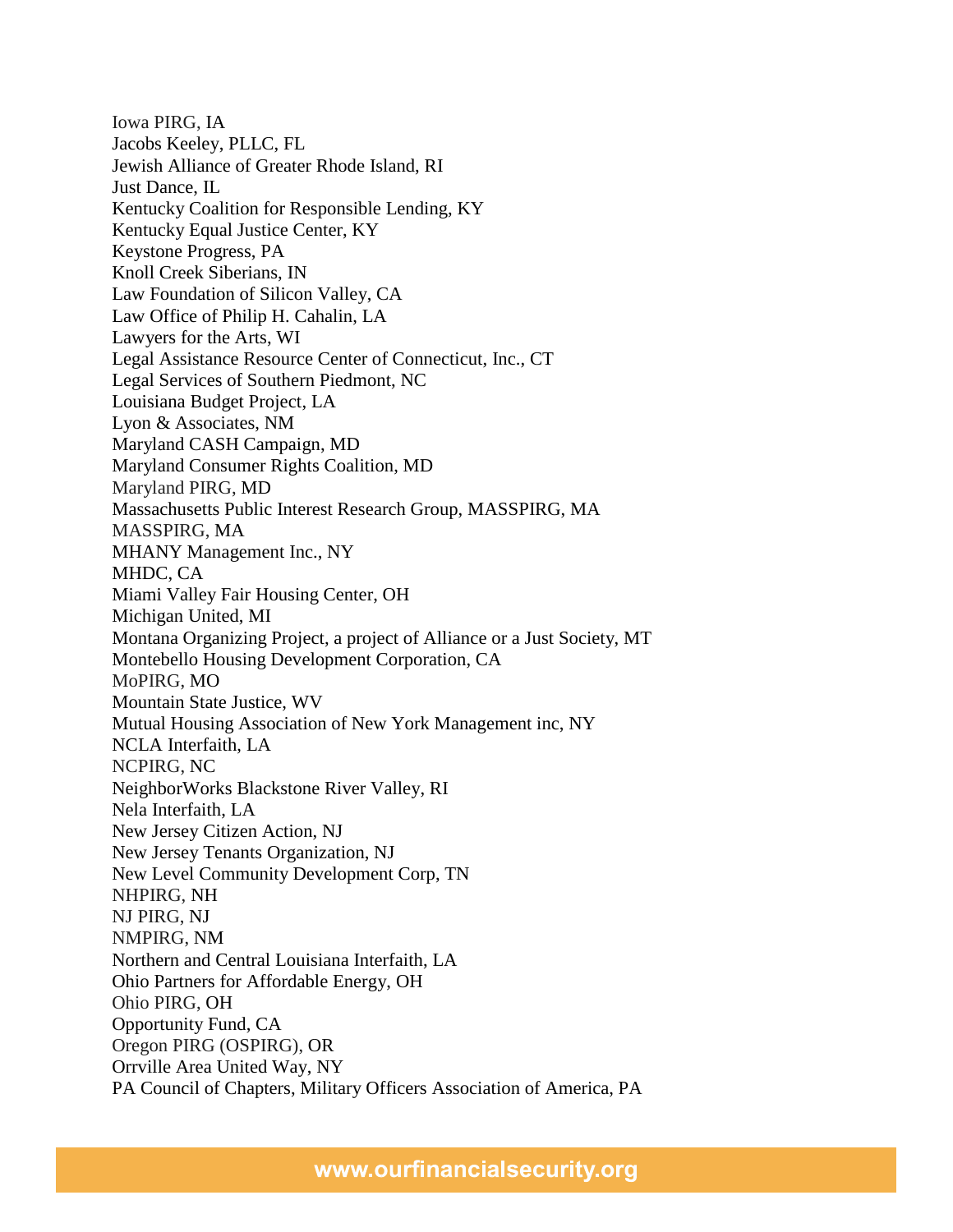Iowa PIRG, IA
Jacobs Keeley, PLLC, FL
Jewish Alliance of Greater Rhode Island, RI
Just Dance, IL
Kentucky Coalition for Responsible Lending, KY
Kentucky Equal Justice Center, KY
Keystone Progress, PA
Knoll Creek Siberians, IN
Law Foundation of Silicon Valley, CA
Law Office of Philip H. Cahalin, LA
Lawyers for the Arts, WI
Legal Assistance Resource Center of Connecticut, Inc., CT
Legal Services of Southern Piedmont, NC
Louisiana Budget Project, LA
Lyon & Associates, NM
Maryland CASH Campaign, MD
Maryland Consumer Rights Coalition, MD
Maryland PIRG, MD
Massachusetts Public Interest Research Group, MASSPIRG, MA
MASSPIRG, MA
MHANY Management Inc., NY
MHDC, CA
Miami Valley Fair Housing Center, OH
Michigan United, MI
Montana Organizing Project, a project of Alliance or a Just Society, MT
Montebello Housing Development Corporation, CA
MoPIRG, MO
Mountain State Justice, WV
Mutual Housing Association of New York Management inc, NY
NCLA Interfaith, LA
NCPIRG, NC
NeighborWorks Blackstone River Valley, RI
Nela Interfaith, LA
New Jersey Citizen Action, NJ
New Jersey Tenants Organization, NJ
New Level Community Development Corp, TN
NHPIRG, NH
NJ PIRG, NJ
NMPIRG, NM
Northern and Central Louisiana Interfaith, LA
Ohio Partners for Affordable Energy, OH
Ohio PIRG, OH
Opportunity Fund, CA
Oregon PIRG (OSPIRG), OR
Orrville Area United Way, NY
PA Council of Chapters, Military Officers Association of America, PA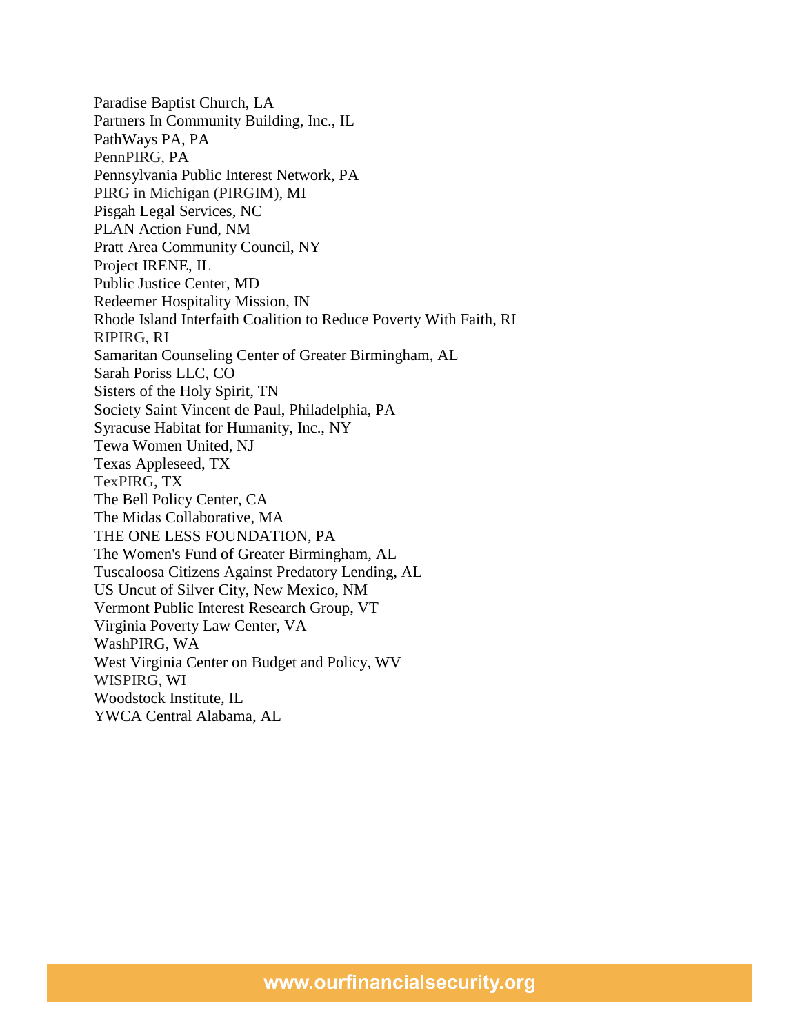Paradise Baptist Church, LA
Partners In Community Building, Inc., IL
PathWays PA, PA
PennPIRG, PA
Pennsylvania Public Interest Network, PA
PIRG in Michigan (PIRGIM), MI
Pisgah Legal Services, NC
PLAN Action Fund, NM
Pratt Area Community Council, NY
Project IRENE, IL
Public Justice Center, MD
Redeemer Hospitality Mission, IN
Rhode Island Interfaith Coalition to Reduce Poverty With Faith, RI
RIPIRG, RI
Samaritan Counseling Center of Greater Birmingham, AL
Sarah Poriss LLC, CO
Sisters of the Holy Spirit, TN
Society Saint Vincent de Paul, Philadelphia, PA
Syracuse Habitat for Humanity, Inc., NY
Tewa Women United, NJ
Texas Appleseed, TX
TexPIRG, TX
The Bell Policy Center, CA
The Midas Collaborative, MA
THE ONE LESS FOUNDATION, PA
The Women's Fund of Greater Birmingham, AL
Tuscaloosa Citizens Against Predatory Lending, AL
US Uncut of Silver City, New Mexico, NM
Vermont Public Interest Research Group, VT
Virginia Poverty Law Center, VA
WashPIRG, WA
West Virginia Center on Budget and Policy, WV
WISPIRG, WI
Woodstock Institute, IL
YWCA Central Alabama, AL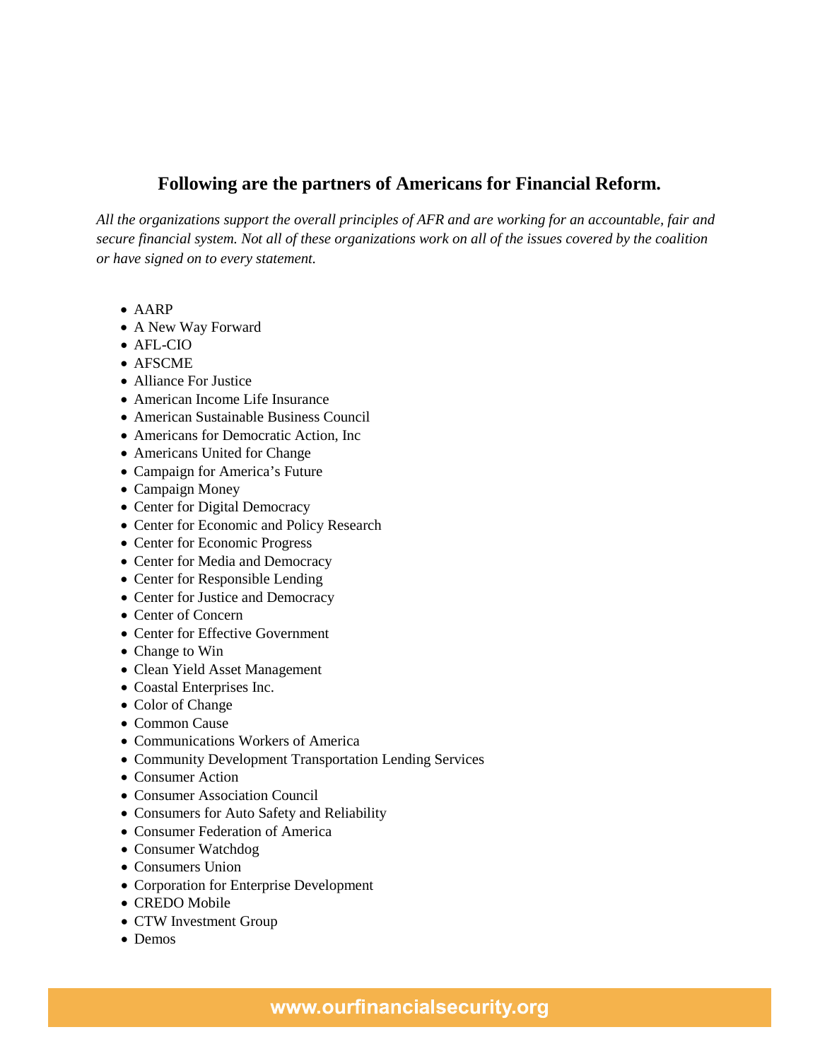## Following are the partners of Americans for Financial Reform.

*All the organizations support the overall principles of AFR and are working for an accountable, fair and secure financial system. Not all of these organizations work on all of the issues covered by the coalition or have signed on to every statement.*

- AARP
- A New Way Forward
- AFL-CIO
- AFSCME
- Alliance For Justice
- American Income Life Insurance
- American Sustainable Business Council
- Americans for Democratic Action, Inc
- Americans United for Change
- Campaign for America's Future
- Campaign Money
- Center for Digital Democracy
- Center for Economic and Policy Research
- Center for Economic Progress
- Center for Media and Democracy
- Center for Responsible Lending
- Center for Justice and Democracy
- Center of Concern
- Center for Effective Government
- Change to Win
- Clean Yield Asset Management
- Coastal Enterprises Inc.
- Color of Change
- Common Cause
- Communications Workers of America
- Community Development Transportation Lending Services
- Consumer Action
- Consumer Association Council
- Consumers for Auto Safety and Reliability
- Consumer Federation of America
- Consumer Watchdog
- Consumers Union
- Corporation for Enterprise Development
- CREDO Mobile
- CTW Investment Group
- Demos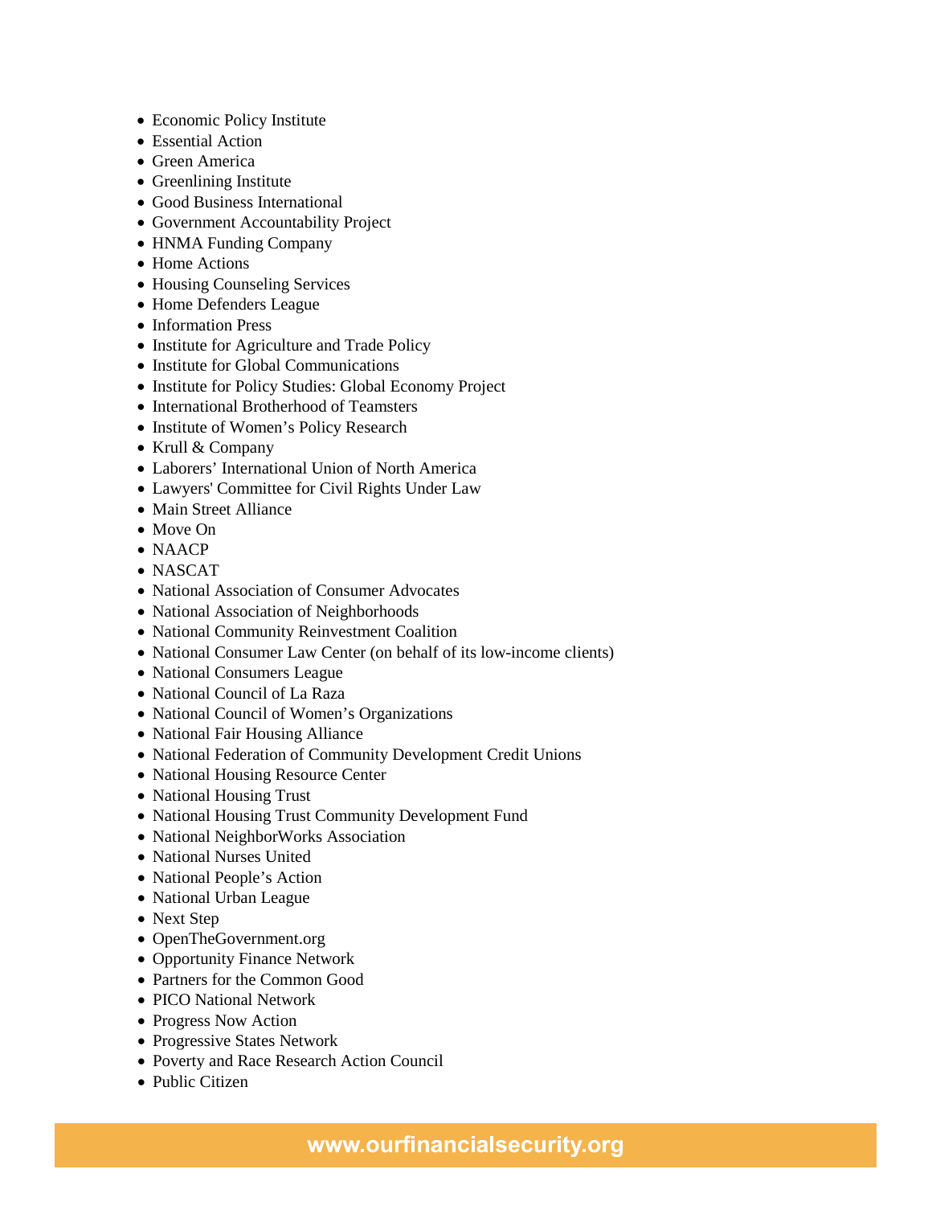- Economic Policy Institute
- Essential Action
- Green America
- Greenlining Institute
- Good Business International
- Government Accountability Project
- HNMA Funding Company
- Home Actions
- Housing Counseling Services
- Home Defenders League
- Information Press
- Institute for Agriculture and Trade Policy
- Institute for Global Communications
- Institute for Policy Studies: Global Economy Project
- International Brotherhood of Teamsters
- Institute of Women’s Policy Research
- Krull & Company
- Laborers’ International Union of North America
- Lawyers' Committee for Civil Rights Under Law
- Main Street Alliance
- Move On
- NAACP
- NASCAT
- National Association of Consumer Advocates
- National Association of Neighborhoods
- National Community Reinvestment Coalition
- National Consumer Law Center (on behalf of its low-income clients)
- National Consumers League
- National Council of La Raza
- National Council of Women’s Organizations
- National Fair Housing Alliance
- National Federation of Community Development Credit Unions
- National Housing Resource Center
- National Housing Trust
- National Housing Trust Community Development Fund
- National NeighborWorks Association
- National Nurses United
- National People’s Action
- National Urban League
- Next Step
- OpenTheGovernment.org
- Opportunity Finance Network
- Partners for the Common Good
- PICO National Network
- Progress Now Action
- Progressive States Network
- Poverty and Race Research Action Council
- Public Citizen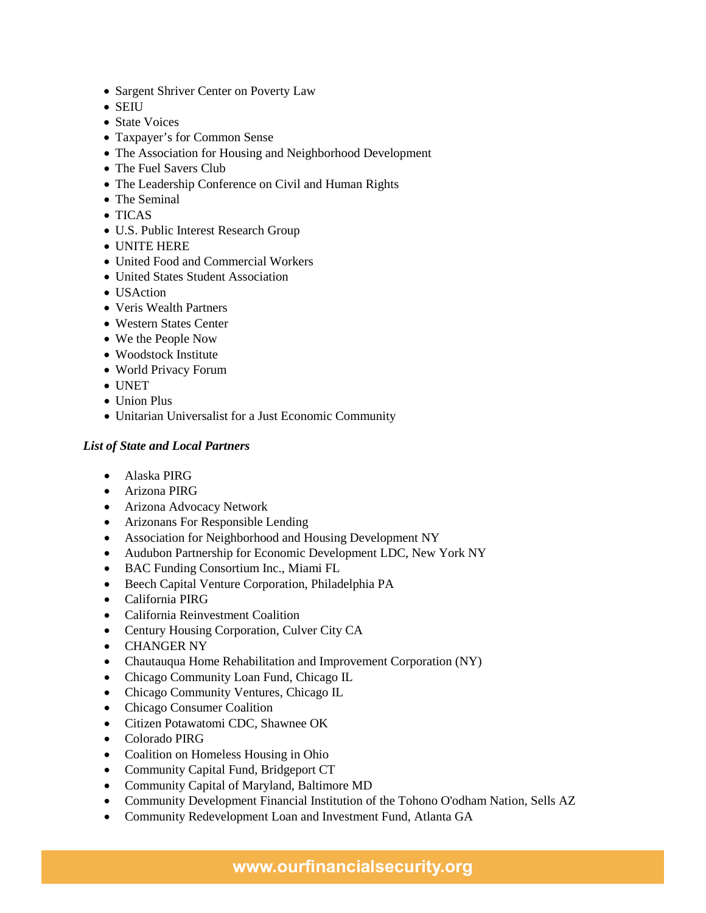- Sargent Shriver Center on Poverty Law
- SEIU
- State Voices
- Taxpayer's for Common Sense
- The Association for Housing and Neighborhood Development
- The Fuel Savers Club
- The Leadership Conference on Civil and Human Rights
- The Seminal
- TICAS
- U.S. Public Interest Research Group
- UNITE HERE
- United Food and Commercial Workers
- United States Student Association
- USAction
- Veris Wealth Partners
- Western States Center
- We the People Now
- Woodstock Institute
- World Privacy Forum
- UNET
- Union Plus
- Unitarian Universalist for a Just Economic Community

***List of State and Local Partners***

- Alaska PIRG
- Arizona PIRG
- Arizona Advocacy Network
- Arizonans For Responsible Lending
- Association for Neighborhood and Housing Development NY
- Audubon Partnership for Economic Development LDC, New York NY
- BAC Funding Consortium Inc., Miami FL
- Beech Capital Venture Corporation, Philadelphia PA
- California PIRG
- California Reinvestment Coalition
- Century Housing Corporation, Culver City CA
- CHANGER NY
- Chautauqua Home Rehabilitation and Improvement Corporation (NY)
- Chicago Community Loan Fund, Chicago IL
- Chicago Community Ventures, Chicago IL
- Chicago Consumer Coalition
- Citizen Potawatomi CDC, Shawnee OK
- Colorado PIRG
- Coalition on Homeless Housing in Ohio
- Community Capital Fund, Bridgeport CT
- Community Capital of Maryland, Baltimore MD
- Community Development Financial Institution of the Tohono O'odham Nation, Sells AZ
- Community Redevelopment Loan and Investment Fund, Atlanta GA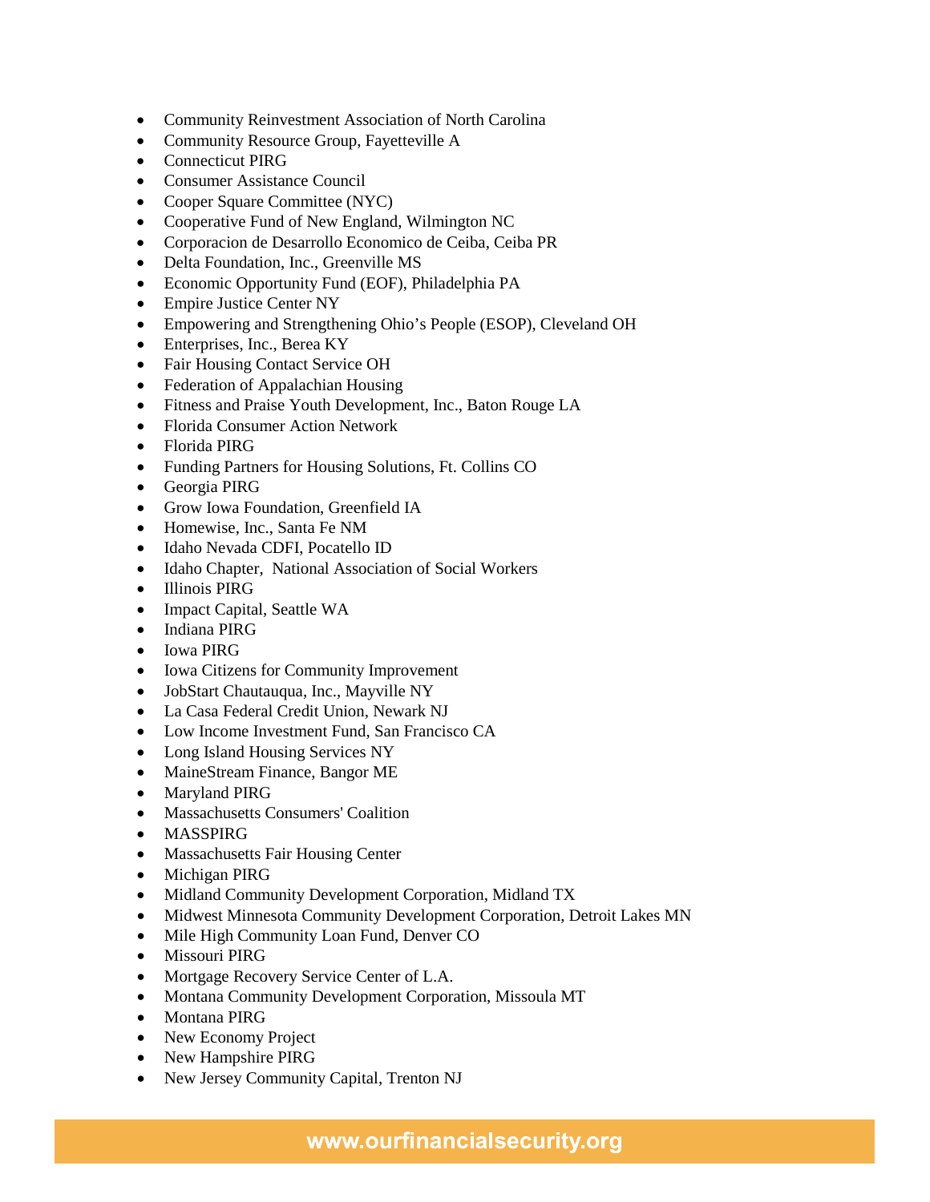- Community Reinvestment Association of North Carolina
- Community Resource Group, Fayetteville A
- Connecticut PIRG
- Consumer Assistance Council
- Cooper Square Committee (NYC)
- Cooperative Fund of New England, Wilmington NC
- Corporacion de Desarrollo Economico de Ceiba, Ceiba PR
- Delta Foundation, Inc., Greenville MS
- Economic Opportunity Fund (EOF), Philadelphia PA
- Empire Justice Center NY
- Empowering and Strengthening Ohio's People (ESOP), Cleveland OH
- Enterprises, Inc., Berea KY
- Fair Housing Contact Service OH
- Federation of Appalachian Housing
- Fitness and Praise Youth Development, Inc., Baton Rouge LA
- Florida Consumer Action Network
- Florida PIRG
- Funding Partners for Housing Solutions, Ft. Collins CO
- Georgia PIRG
- Grow Iowa Foundation, Greenfield IA
- Homewise, Inc., Santa Fe NM
- Idaho Nevada CDFI, Pocatello ID
- Idaho Chapter, National Association of Social Workers
- Illinois PIRG
- Impact Capital, Seattle WA
- Indiana PIRG
- Iowa PIRG
- Iowa Citizens for Community Improvement
- JobStart Chautauqua, Inc., Mayville NY
- La Casa Federal Credit Union, Newark NJ
- Low Income Investment Fund, San Francisco CA
- Long Island Housing Services NY
- MaineStream Finance, Bangor ME
- Maryland PIRG
- Massachusetts Consumers' Coalition
- MASSPIRG
- Massachusetts Fair Housing Center
- Michigan PIRG
- Midland Community Development Corporation, Midland TX
- Midwest Minnesota Community Development Corporation, Detroit Lakes MN
- Mile High Community Loan Fund, Denver CO
- Missouri PIRG
- Mortgage Recovery Service Center of L.A.
- Montana Community Development Corporation, Missoula MT
- Montana PIRG
- New Economy Project
- New Hampshire PIRG
- New Jersey Community Capital, Trenton NJ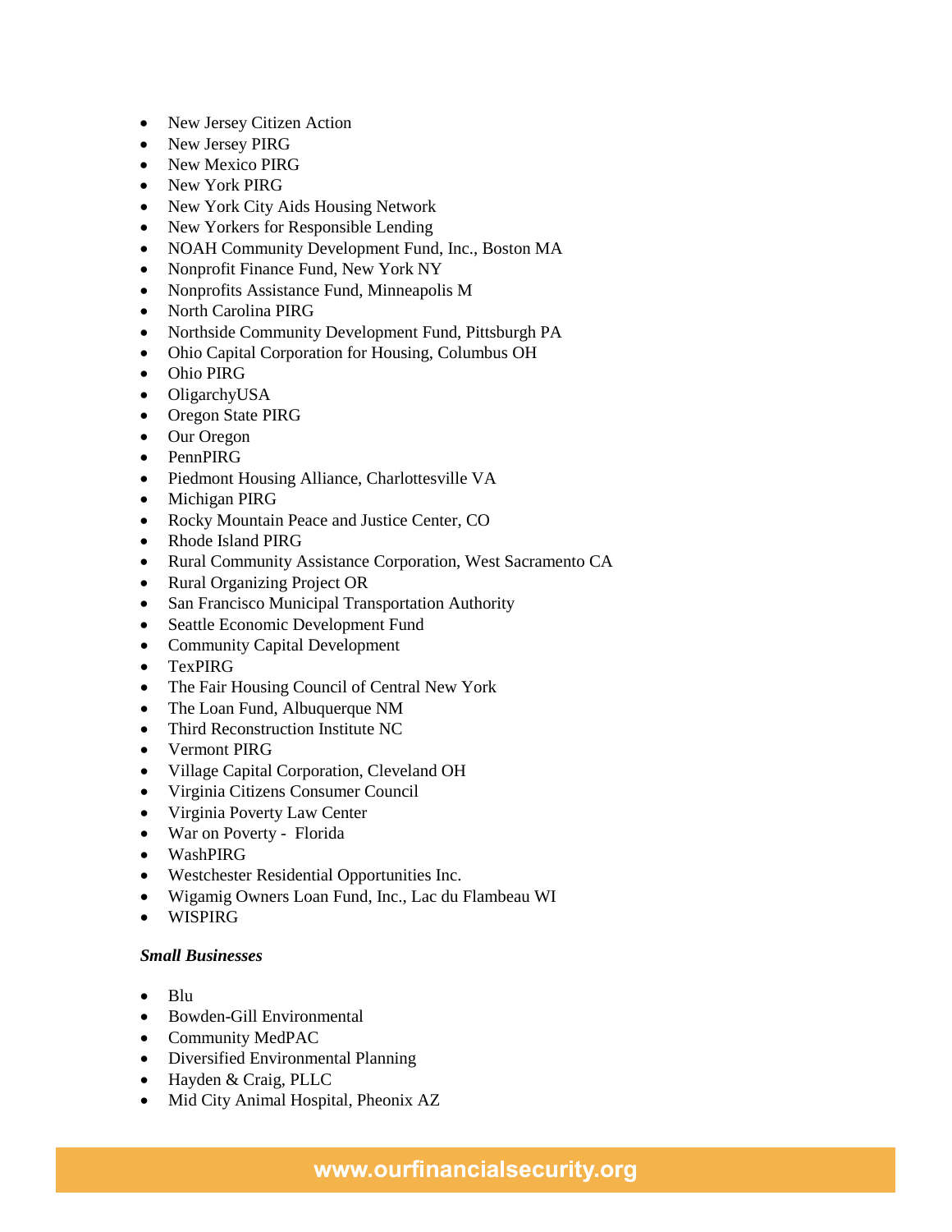- New Jersey Citizen Action
- New Jersey PIRG
- New Mexico PIRG
- New York PIRG
- New York City Aids Housing Network
- New Yorkers for Responsible Lending
- NOAH Community Development Fund, Inc., Boston MA
- Nonprofit Finance Fund, New York NY
- Nonprofits Assistance Fund, Minneapolis M
- North Carolina PIRG
- Northside Community Development Fund, Pittsburgh PA
- Ohio Capital Corporation for Housing, Columbus OH
- Ohio PIRG
- OligarchyUSA
- Oregon State PIRG
- Our Oregon
- PennPIRG
- Piedmont Housing Alliance, Charlottesville VA
- Michigan PIRG
- Rocky Mountain Peace and Justice Center, CO
- Rhode Island PIRG
- Rural Community Assistance Corporation, West Sacramento CA
- Rural Organizing Project OR
- San Francisco Municipal Transportation Authority
- Seattle Economic Development Fund
- Community Capital Development
- TexPIRG
- The Fair Housing Council of Central New York
- The Loan Fund, Albuquerque NM
- Third Reconstruction Institute NC
- Vermont PIRG
- Village Capital Corporation, Cleveland OH
- Virginia Citizens Consumer Council
- Virginia Poverty Law Center
- War on Poverty - Florida
- WashPIRG
- Westchester Residential Opportunities Inc.
- Wigamig Owners Loan Fund, Inc., Lac du Flambeau WI
- WISPIRG

***Small Businesses***

- Blu
- Bowden-Gill Environmental
- Community MedPAC
- Diversified Environmental Planning
- Hayden & Craig, PLLC
- Mid City Animal Hospital, Pheonix AZ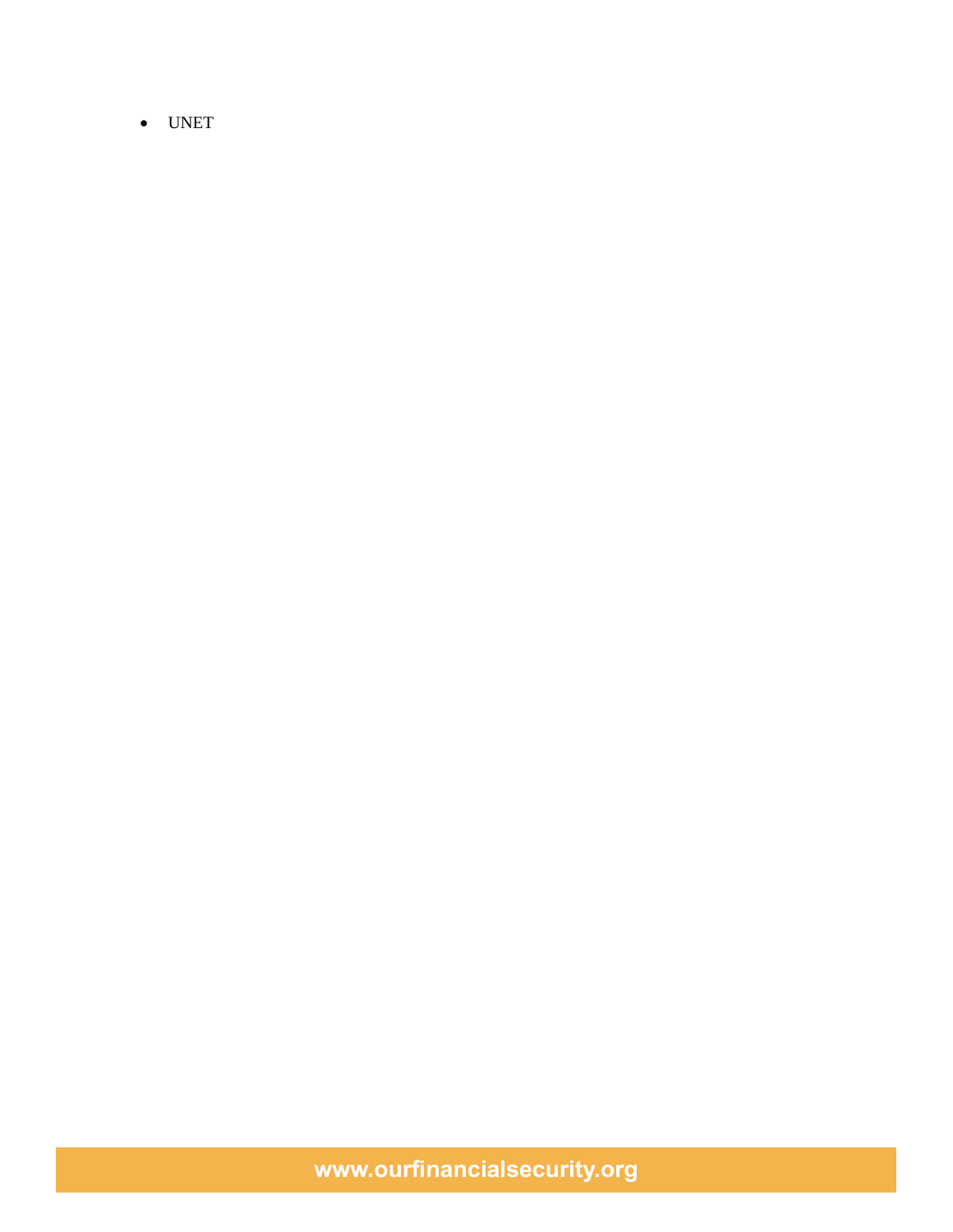- UNET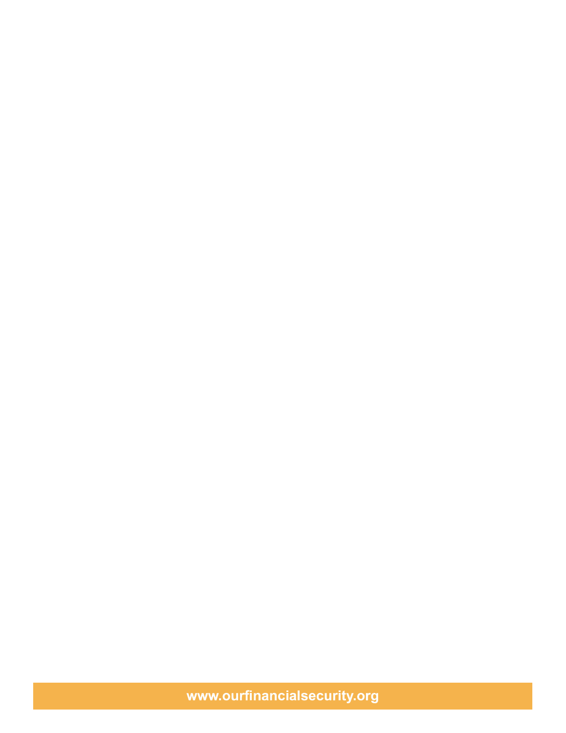www.ourfinancialsecurity.org